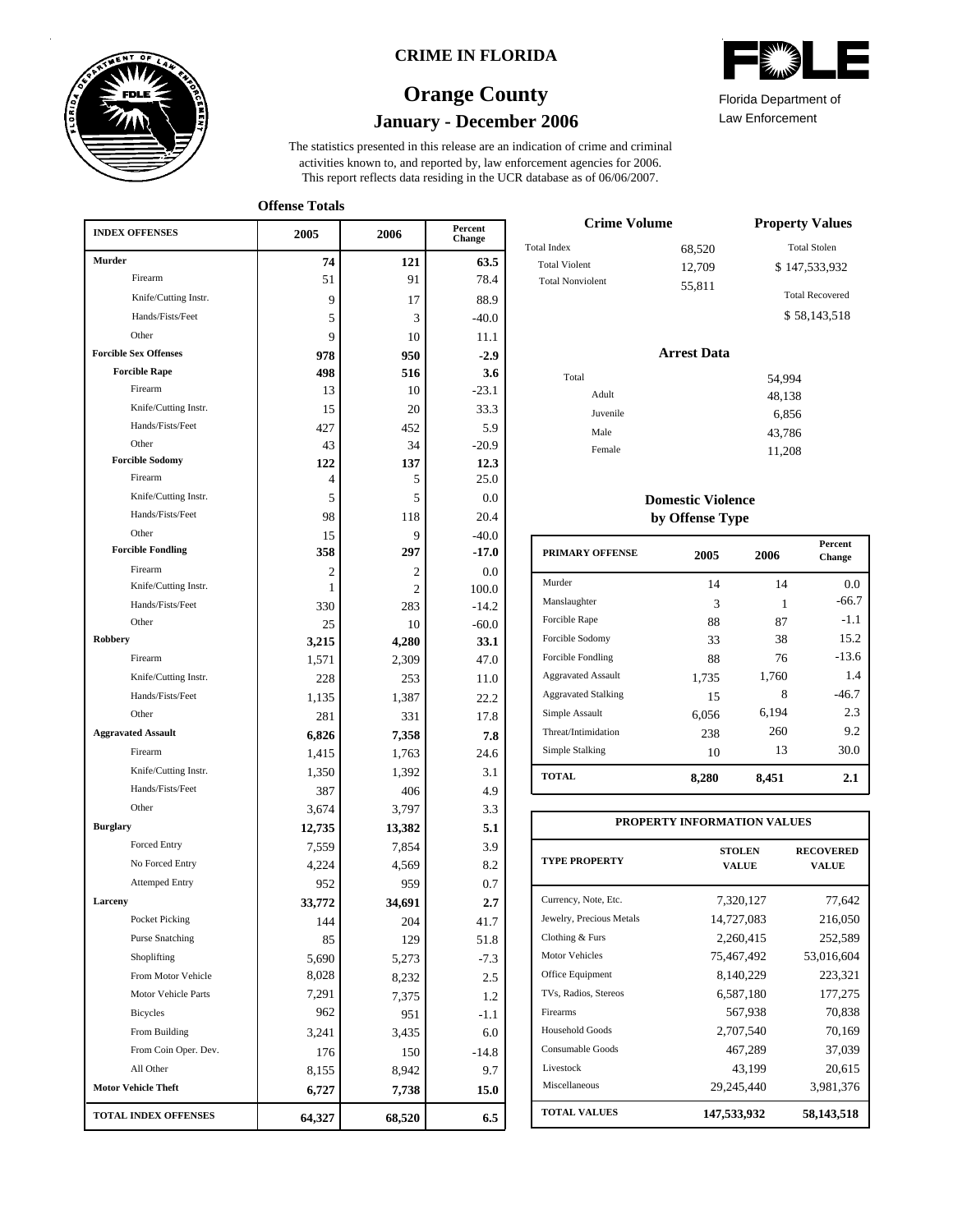# CRIME IN FLORIDA

## Orange County

### January - December 2006

Florida Department of Law Enforcement

The statistics presented in this release are an indication of crime and criminal activities known to, and reported by, law enforcement agencies for 2006. This report reflects data residing in the UCR database as of 06/06/2007.

**Offense Totals**

| INDEX OFFENSES | 2005 | 2006 | Percent Change |
|---|---|---|---|
| **Murder** | **74** | **121** | **63.5** |
| Firearm | 51 | 91 | 78.4 |
| Knife/Cutting Instr. | 9 | 17 | 88.9 |
| Hands/Fists/Feet | 5 | 3 | -40.0 |
| Other | 9 | 10 | 11.1 |
| **Forcible Sex Offenses** | **978** | **950** | **-2.9** |
| **Forcible Rape** | **498** | **516** | **3.6** |
| Firearm | 13 | 10 | -23.1 |
| Knife/Cutting Instr. | 15 | 20 | 33.3 |
| Hands/Fists/Feet | 427 | 452 | 5.9 |
| Other | 43 | 34 | -20.9 |
| **Forcible Sodomy** | **122** | **137** | **12.3** |
| Firearm | 4 | 5 | 25.0 |
| Knife/Cutting Instr. | 5 | 5 | 0.0 |
| Hands/Fists/Feet | 98 | 118 | 20.4 |
| Other | 15 | 9 | -40.0 |
| **Forcible Fondling** | **358** | **297** | **-17.0** |
| Firearm | 2 | 2 | 0.0 |
| Knife/Cutting Instr. | 1 | 2 | 100.0 |
| Hands/Fists/Feet | 330 | 283 | -14.2 |
| Other | 25 | 10 | -60.0 |
| **Robbery** | **3,215** | **4,280** | **33.1** |
| Firearm | 1,571 | 2,309 | 47.0 |
| Knife/Cutting Instr. | 228 | 253 | 11.0 |
| Hands/Fists/Feet | 1,135 | 1,387 | 22.2 |
| Other | 281 | 331 | 17.8 |
| **Aggravated Assault** | **6,826** | **7,358** | **7.8** |
| Firearm | 1,415 | 1,763 | 24.6 |
| Knife/Cutting Instr. | 1,350 | 1,392 | 3.1 |
| Hands/Fists/Feet | 387 | 406 | 4.9 |
| Other | 3,674 | 3,797 | 3.3 |
| **Burglary** | **12,735** | **13,382** | **5.1** |
| Forced Entry | 7,559 | 7,854 | 3.9 |
| No Forced Entry | 4,224 | 4,569 | 8.2 |
| Attemped Entry | 952 | 959 | 0.7 |
| **Larceny** | **33,772** | **34,691** | **2.7** |
| Pocket Picking | 144 | 204 | 41.7 |
| Purse Snatching | 85 | 129 | 51.8 |
| Shoplifting | 5,690 | 5,273 | -7.3 |
| From Motor Vehicle | 8,028 | 8,232 | 2.5 |
| Motor Vehicle Parts | 7,291 | 7,375 | 1.2 |
| Bicycles | 962 | 951 | -1.1 |
| From Building | 3,241 | 3,435 | 6.0 |
| From Coin Oper. Dev. | 176 | 150 | -14.8 |
| All Other | 8,155 | 8,942 | 9.7 |
| **Motor Vehicle Theft** | **6,727** | **7,738** | **15.0** |
| **TOTAL INDEX OFFENSES** | **64,327** | **68,520** | **6.5** |

**Crime Volume**

| | |
|---|---|
| Total Index | 68,520 |
| Total Violent | 12,709 |
| Total Nonviolent | 55,811 |

**Property Values**

| | |
|---|---|
| Total Stolen | $ 147,533,932 |
| Total Recovered | $ 58,143,518 |

**Arrest Data**

| | |
|---|---|
| Total | 54,994 |
| Adult | 48,138 |
| Juvenile | 6,856 |
| Male | 43,786 |
| Female | 11,208 |

**Domestic Violence by Offense Type**

| PRIMARY OFFENSE | 2005 | 2006 | Percent Change |
|---|---|---|---|
| Murder | 14 | 14 | 0.0 |
| Manslaughter | 3 | 1 | -66.7 |
| Forcible Rape | 88 | 87 | -1.1 |
| Forcible Sodomy | 33 | 38 | 15.2 |
| Forcible Fondling | 88 | 76 | -13.6 |
| Aggravated Assault | 1,735 | 1,760 | 1.4 |
| Aggravated Stalking | 15 | 8 | -46.7 |
| Simple Assault | 6,056 | 6,194 | 2.3 |
| Threat/Intimidation | 238 | 260 | 9.2 |
| Simple Stalking | 10 | 13 | 30.0 |
| **TOTAL** | **8,280** | **8,451** | **2.1** |

**PROPERTY INFORMATION VALUES**

| TYPE PROPERTY | STOLEN VALUE | RECOVERED VALUE |
|---|---|---|
| Currency, Note, Etc. | 7,320,127 | 77,642 |
| Jewelry, Precious Metals | 14,727,083 | 216,050 |
| Clothing & Furs | 2,260,415 | 252,589 |
| Motor Vehicles | 75,467,492 | 53,016,604 |
| Office Equipment | 8,140,229 | 223,321 |
| TVs, Radios, Stereos | 6,587,180 | 177,275 |
| Firearms | 567,938 | 70,838 |
| Household Goods | 2,707,540 | 70,169 |
| Consumable Goods | 467,289 | 37,039 |
| Livestock | 43,199 | 20,615 |
| Miscellaneous | 29,245,440 | 3,981,376 |
| **TOTAL VALUES** | **147,533,932** | **58,143,518** |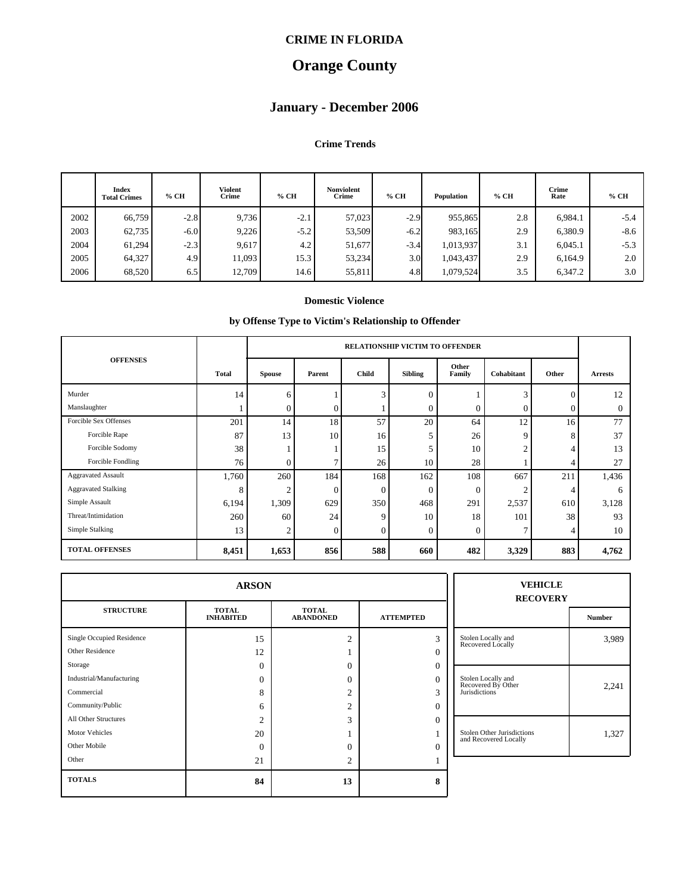CRIME IN FLORIDA

# Orange County

## January - December 2006

### Crime Trends

| | Index Total Crimes | % CH | Violent Crime | % CH | Nonviolent Crime | % CH | Population | % CH | Crime Rate | % CH |
|---|---|---|---|---|---|---|---|---|---|---|
| 2002 | 66,759 | -2.8 | 9,736 | -2.1 | 57,023 | -2.9 | 955,865 | 2.8 | 6,984.1 | -5.4 |
| 2003 | 62,735 | -6.0 | 9,226 | -5.2 | 53,509 | -6.2 | 983,165 | 2.9 | 6,380.9 | -8.6 |
| 2004 | 61,294 | -2.3 | 9,617 | 4.2 | 51,677 | -3.4 | 1,013,937 | 3.1 | 6,045.1 | -5.3 |
| 2005 | 64,327 | 4.9 | 11,093 | 15.3 | 53,234 | 3.0 | 1,043,437 | 2.9 | 6,164.9 | 2.0 |
| 2006 | 68,520 | 6.5 | 12,709 | 14.6 | 55,811 | 4.8 | 1,079,524 | 3.5 | 6,347.2 | 3.0 |

### Domestic Violence

### by Offense Type to Victim's Relationship to Offender

| OFFENSES | Total | RELATIONSHIP VICTIM TO OFFENDER | | | | | | | Arrests |
|---|---|---|---|---|---|---|---|---|---|
| | | Spouse | Parent | Child | Sibling | Other Family | Cohabitant | Other | |
| Murder | 14 | 6 | 1 | 3 | 0 | 1 | 3 | 0 | 12 |
| Manslaughter | 1 | 0 | 0 | 1 | 0 | 0 | 0 | 0 | 0 |
| Forcible Sex Offenses | 201 | 14 | 18 | 57 | 20 | 64 | 12 | 16 | 77 |
| Forcible Rape | 87 | 13 | 10 | 16 | 5 | 26 | 9 | 8 | 37 |
| Forcible Sodomy | 38 | 1 | 1 | 15 | 5 | 10 | 2 | 4 | 13 |
| Forcible Fondling | 76 | 0 | 7 | 26 | 10 | 28 | 1 | 4 | 27 |
| Aggravated Assault | 1,760 | 260 | 184 | 168 | 162 | 108 | 667 | 211 | 1,436 |
| Aggravated Stalking | 8 | 2 | 0 | 0 | 0 | 0 | 2 | 4 | 6 |
| Simple Assault | 6,194 | 1,309 | 629 | 350 | 468 | 291 | 2,537 | 610 | 3,128 |
| Threat/Intimidation | 260 | 60 | 24 | 9 | 10 | 18 | 101 | 38 | 93 |
| Simple Stalking | 13 | 2 | 0 | 0 | 0 | 0 | 7 | 4 | 10 |
| **TOTAL OFFENSES** | **8,451** | **1,653** | **856** | **588** | **660** | **482** | **3,329** | **883** | **4,762** |

### ARSON

| STRUCTURE | TOTAL INHABITED | TOTAL ABANDONED | ATTEMPTED |
|---|---|---|---|
| Single Occupied Residence | 15 | 2 | 3 |
| Other Residence | 12 | 1 | 0 |
| Storage | 0 | 0 | 0 |
| Industrial/Manufacturing | 0 | 0 | 0 |
| Commercial | 8 | 2 | 3 |
| Community/Public | 6 | 2 | 0 |
| All Other Structures | 2 | 3 | 0 |
| Motor Vehicles | 20 | 1 | 1 |
| Other Mobile | 0 | 0 | 0 |
| Other | 21 | 2 | 1 |
| **TOTALS** | **84** | **13** | **8** |

### VEHICLE RECOVERY

| | Number |
|---|---|
| Stolen Locally and Recovered Locally | 3,989 |
| Stolen Locally and Recovered By Other Jurisdictions | 2,241 |
| Stolen Other Jurisdictions and Recovered Locally | 1,327 |